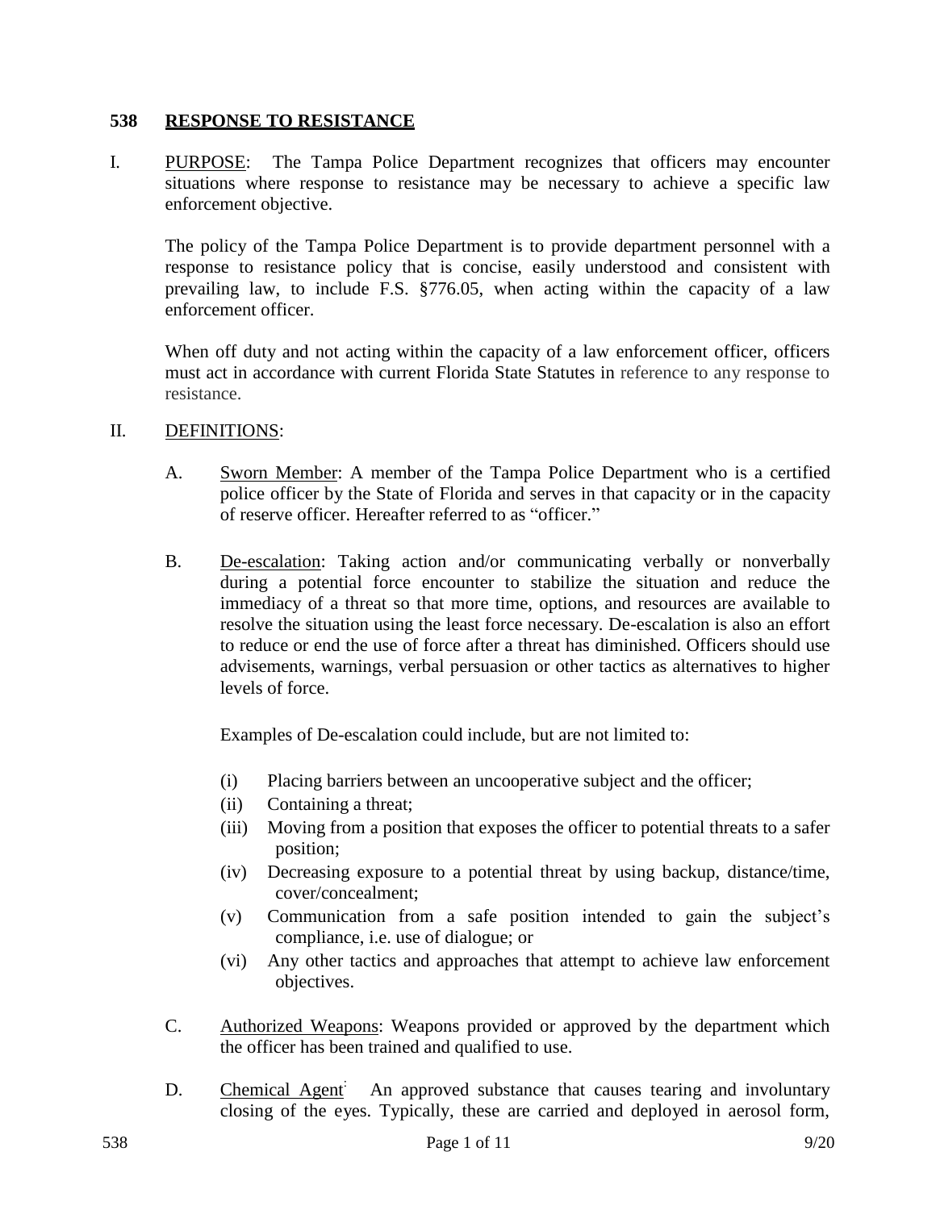# 538 RESPONSE TO RESISTANCE

I. PURPOSE: The Tampa Police Department recognizes that officers may encounter situations where response to resistance may be necessary to achieve a specific law enforcement objective.

The policy of the Tampa Police Department is to provide department personnel with a response to resistance policy that is concise, easily understood and consistent with prevailing law, to include F.S. §776.05, when acting within the capacity of a law enforcement officer.

When off duty and not acting within the capacity of a law enforcement officer, officers must act in accordance with current Florida State Statutes in reference to any response to resistance.

II. DEFINITIONS:

A. Sworn Member: A member of the Tampa Police Department who is a certified police officer by the State of Florida and serves in that capacity or in the capacity of reserve officer. Hereafter referred to as "officer."

B. De-escalation: Taking action and/or communicating verbally or nonverbally during a potential force encounter to stabilize the situation and reduce the immediacy of a threat so that more time, options, and resources are available to resolve the situation using the least force necessary. De-escalation is also an effort to reduce or end the use of force after a threat has diminished. Officers should use advisements, warnings, verbal persuasion or other tactics as alternatives to higher levels of force.

Examples of De-escalation could include, but are not limited to:

(i) Placing barriers between an uncooperative subject and the officer;
(ii) Containing a threat;
(iii) Moving from a position that exposes the officer to potential threats to a safer position;
(iv) Decreasing exposure to a potential threat by using backup, distance/time, cover/concealment;
(v) Communication from a safe position intended to gain the subject's compliance, i.e. use of dialogue; or
(vi) Any other tactics and approaches that attempt to achieve law enforcement objectives.

C. Authorized Weapons: Weapons provided or approved by the department which the officer has been trained and qualified to use.

D. Chemical Agent: An approved substance that causes tearing and involuntary closing of the eyes. Typically, these are carried and deployed in aerosol form,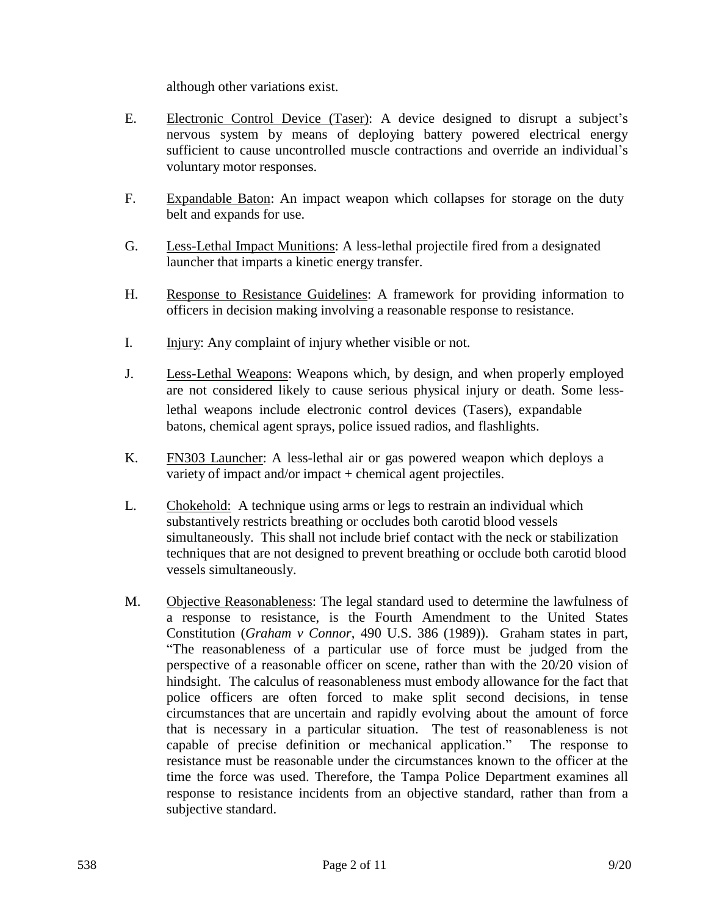although other variations exist.

E. Electronic Control Device (Taser): A device designed to disrupt a subject's nervous system by means of deploying battery powered electrical energy sufficient to cause uncontrolled muscle contractions and override an individual's voluntary motor responses.

F. Expandable Baton: An impact weapon which collapses for storage on the duty belt and expands for use.

G. Less-Lethal Impact Munitions: A less-lethal projectile fired from a designated launcher that imparts a kinetic energy transfer.

H. Response to Resistance Guidelines: A framework for providing information to officers in decision making involving a reasonable response to resistance.

I. Injury: Any complaint of injury whether visible or not.

J. Less-Lethal Weapons: Weapons which, by design, and when properly employed are not considered likely to cause serious physical injury or death. Some less-lethal weapons include electronic control devices (Tasers), expandable batons, chemical agent sprays, police issued radios, and flashlights.

K. FN303 Launcher: A less-lethal air or gas powered weapon which deploys a variety of impact and/or impact + chemical agent projectiles.

L. Chokehold: A technique using arms or legs to restrain an individual which substantively restricts breathing or occludes both carotid blood vessels simultaneously. This shall not include brief contact with the neck or stabilization techniques that are not designed to prevent breathing or occlude both carotid blood vessels simultaneously.

M. Objective Reasonableness: The legal standard used to determine the lawfulness of a response to resistance, is the Fourth Amendment to the United States Constitution (*Graham v Connor*, 490 U.S. 386 (1989)). Graham states in part, "The reasonableness of a particular use of force must be judged from the perspective of a reasonable officer on scene, rather than with the 20/20 vision of hindsight. The calculus of reasonableness must embody allowance for the fact that police officers are often forced to make split second decisions, in tense circumstances that are uncertain and rapidly evolving about the amount of force that is necessary in a particular situation. The test of reasonableness is not capable of precise definition or mechanical application." The response to resistance must be reasonable under the circumstances known to the officer at the time the force was used. Therefore, the Tampa Police Department examines all response to resistance incidents from an objective standard, rather than from a subjective standard.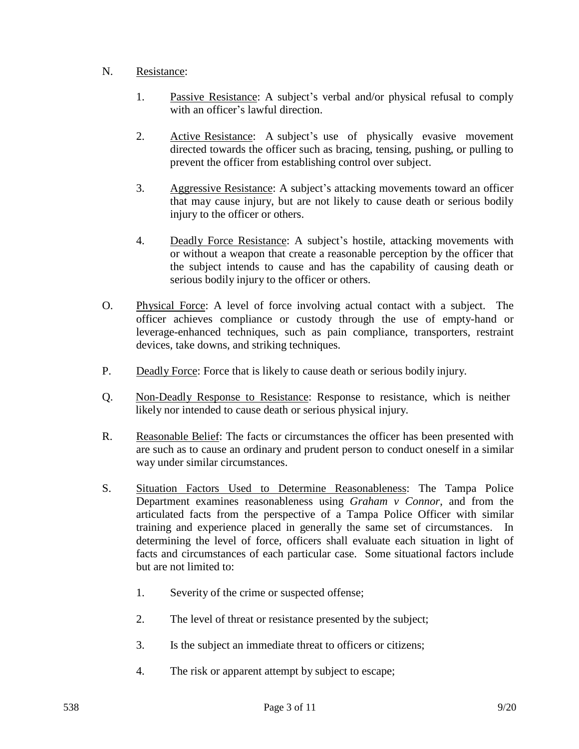N. Resistance:

1. Passive Resistance: A subject's verbal and/or physical refusal to comply with an officer's lawful direction.

2. Active Resistance: A subject's use of physically evasive movement directed towards the officer such as bracing, tensing, pushing, or pulling to prevent the officer from establishing control over subject.

3. Aggressive Resistance: A subject's attacking movements toward an officer that may cause injury, but are not likely to cause death or serious bodily injury to the officer or others.

4. Deadly Force Resistance: A subject's hostile, attacking movements with or without a weapon that create a reasonable perception by the officer that the subject intends to cause and has the capability of causing death or serious bodily injury to the officer or others.

O. Physical Force: A level of force involving actual contact with a subject. The officer achieves compliance or custody through the use of empty-hand or leverage-enhanced techniques, such as pain compliance, transporters, restraint devices, take downs, and striking techniques.

P. Deadly Force: Force that is likely to cause death or serious bodily injury.

Q. Non-Deadly Response to Resistance: Response to resistance, which is neither likely nor intended to cause death or serious physical injury.

R. Reasonable Belief: The facts or circumstances the officer has been presented with are such as to cause an ordinary and prudent person to conduct oneself in a similar way under similar circumstances.

S. Situation Factors Used to Determine Reasonableness: The Tampa Police Department examines reasonableness using *Graham v Connor*, and from the articulated facts from the perspective of a Tampa Police Officer with similar training and experience placed in generally the same set of circumstances. In determining the level of force, officers shall evaluate each situation in light of facts and circumstances of each particular case. Some situational factors include but are not limited to:

1. Severity of the crime or suspected offense;

2. The level of threat or resistance presented by the subject;

3. Is the subject an immediate threat to officers or citizens;

4. The risk or apparent attempt by subject to escape;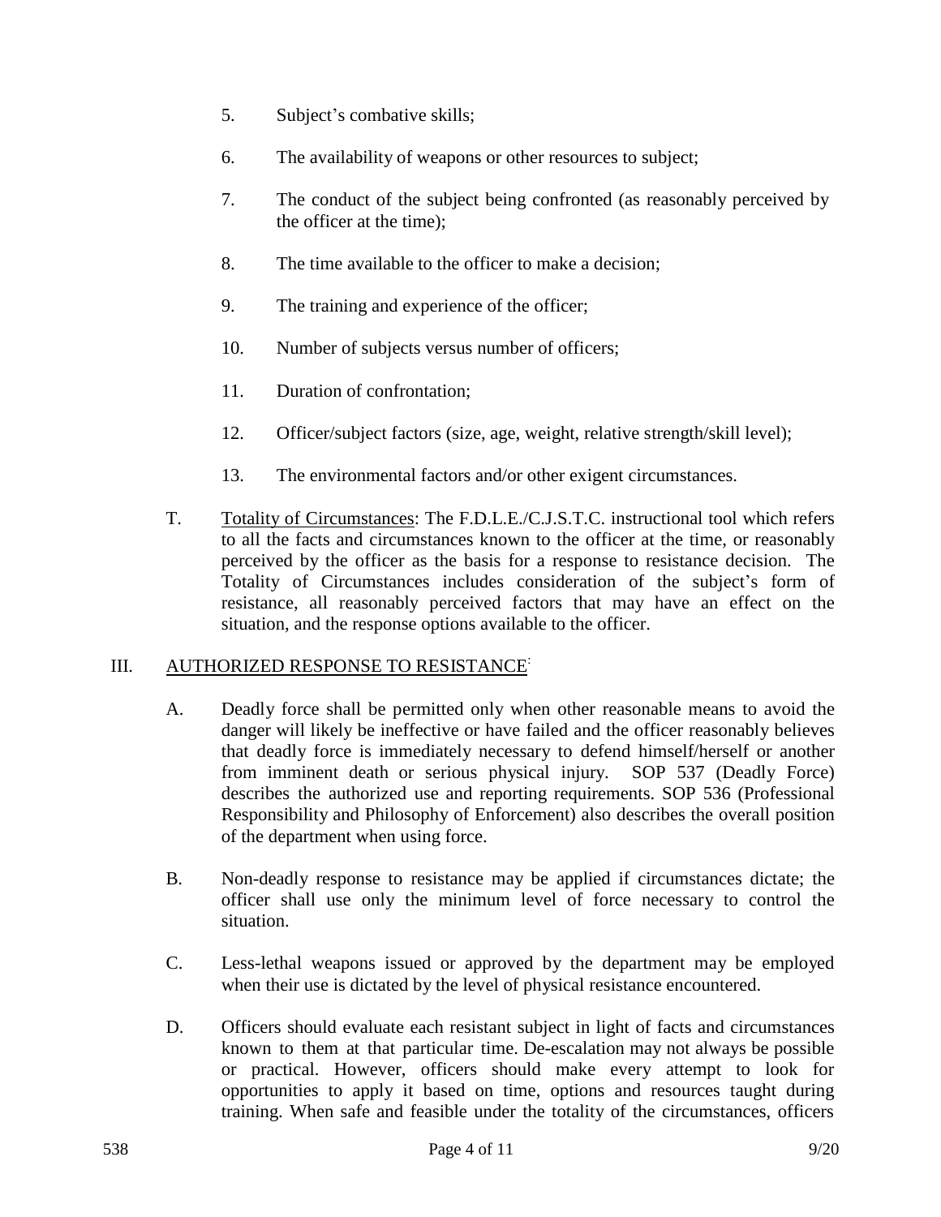5. Subject's combative skills;

6. The availability of weapons or other resources to subject;

7. The conduct of the subject being confronted (as reasonably perceived by the officer at the time);

8. The time available to the officer to make a decision;

9. The training and experience of the officer;

10. Number of subjects versus number of officers;

11. Duration of confrontation;

12. Officer/subject factors (size, age, weight, relative strength/skill level);

13. The environmental factors and/or other exigent circumstances.

T. Totality of Circumstances: The F.D.L.E./C.J.S.T.C. instructional tool which refers to all the facts and circumstances known to the officer at the time, or reasonably perceived by the officer as the basis for a response to resistance decision. The Totality of Circumstances includes consideration of the subject's form of resistance, all reasonably perceived factors that may have an effect on the situation, and the response options available to the officer.

## III. AUTHORIZED RESPONSE TO RESISTANCE

A. Deadly force shall be permitted only when other reasonable means to avoid the danger will likely be ineffective or have failed and the officer reasonably believes that deadly force is immediately necessary to defend himself/herself or another from imminent death or serious physical injury. SOP 537 (Deadly Force) describes the authorized use and reporting requirements. SOP 536 (Professional Responsibility and Philosophy of Enforcement) also describes the overall position of the department when using force.

B. Non-deadly response to resistance may be applied if circumstances dictate; the officer shall use only the minimum level of force necessary to control the situation.

C. Less-lethal weapons issued or approved by the department may be employed when their use is dictated by the level of physical resistance encountered.

D. Officers should evaluate each resistant subject in light of facts and circumstances known to them at that particular time. De-escalation may not always be possible or practical. However, officers should make every attempt to look for opportunities to apply it based on time, options and resources taught during training. When safe and feasible under the totality of the circumstances, officers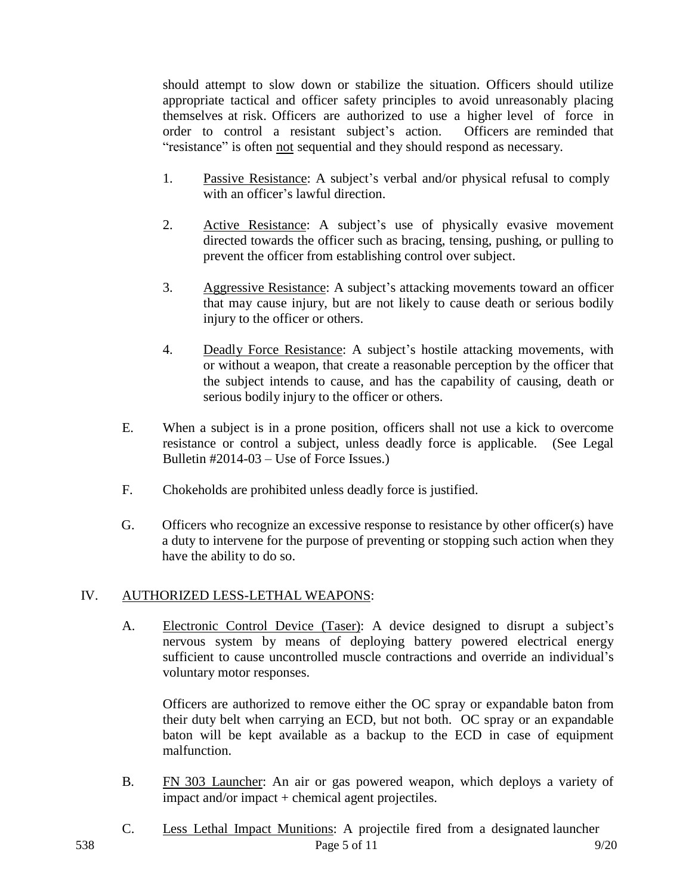should attempt to slow down or stabilize the situation. Officers should utilize appropriate tactical and officer safety principles to avoid unreasonably placing themselves at risk. Officers are authorized to use a higher level of force in order to control a resistant subject's action. Officers are reminded that "resistance" is often <u>not</u> sequential and they should respond as necessary.

1. <u>Passive Resistance</u>: A subject's verbal and/or physical refusal to comply with an officer's lawful direction.

2. <u>Active Resistance</u>: A subject's use of physically evasive movement directed towards the officer such as bracing, tensing, pushing, or pulling to prevent the officer from establishing control over subject.

3. <u>Aggressive Resistance</u>: A subject's attacking movements toward an officer that may cause injury, but are not likely to cause death or serious bodily injury to the officer or others.

4. <u>Deadly Force Resistance</u>: A subject's hostile attacking movements, with or without a weapon, that create a reasonable perception by the officer that the subject intends to cause, and has the capability of causing, death or serious bodily injury to the officer or others.

E. When a subject is in a prone position, officers shall not use a kick to overcome resistance or control a subject, unless deadly force is applicable. (See Legal Bulletin #2014-03 – Use of Force Issues.)

F. Chokeholds are prohibited unless deadly force is justified.

G. Officers who recognize an excessive response to resistance by other officer(s) have a duty to intervene for the purpose of preventing or stopping such action when they have the ability to do so.

## IV. <u>AUTHORIZED LESS-LETHAL WEAPONS</u>:

A. <u>Electronic Control Device (Taser)</u>: A device designed to disrupt a subject's nervous system by means of deploying battery powered electrical energy sufficient to cause uncontrolled muscle contractions and override an individual's voluntary motor responses.

Officers are authorized to remove either the OC spray or expandable baton from their duty belt when carrying an ECD, but not both. OC spray or an expandable baton will be kept available as a backup to the ECD in case of equipment malfunction.

B. <u>FN 303 Launcher</u>: An air or gas powered weapon, which deploys a variety of impact and/or impact + chemical agent projectiles.

C. <u>Less Lethal Impact Munitions</u>: A projectile fired from a designated launcher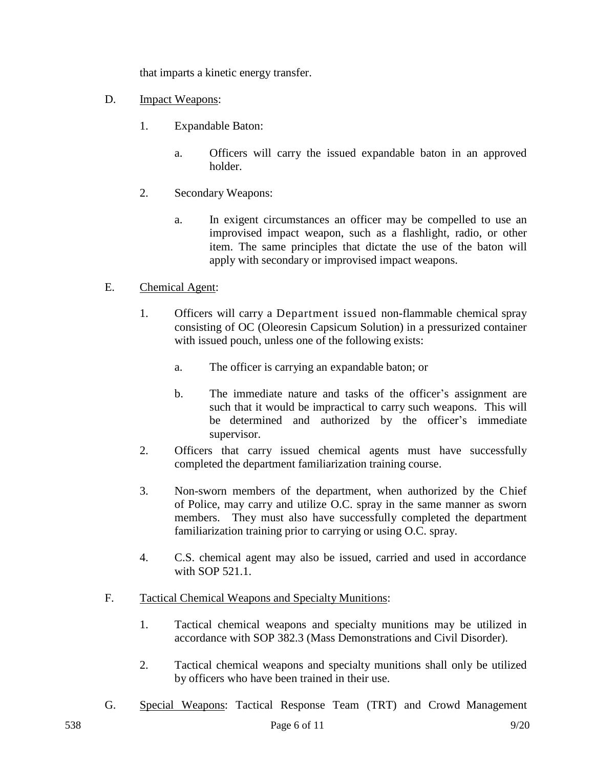that imparts a kinetic energy transfer.

D. Impact Weapons:

1. Expandable Baton:

   a. Officers will carry the issued expandable baton in an approved holder.

2. Secondary Weapons:

   a. In exigent circumstances an officer may be compelled to use an improvised impact weapon, such as a flashlight, radio, or other item. The same principles that dictate the use of the baton will apply with secondary or improvised impact weapons.

E. Chemical Agent:

1. Officers will carry a Department issued non-flammable chemical spray consisting of OC (Oleoresin Capsicum Solution) in a pressurized container with issued pouch, unless one of the following exists:

   a. The officer is carrying an expandable baton; or

   b. The immediate nature and tasks of the officer's assignment are such that it would be impractical to carry such weapons. This will be determined and authorized by the officer's immediate supervisor.

2. Officers that carry issued chemical agents must have successfully completed the department familiarization training course.

3. Non-sworn members of the department, when authorized by the Chief of Police, may carry and utilize O.C. spray in the same manner as sworn members. They must also have successfully completed the department familiarization training prior to carrying or using O.C. spray.

4. C.S. chemical agent may also be issued, carried and used in accordance with SOP 521.1.

F. Tactical Chemical Weapons and Specialty Munitions:

1. Tactical chemical weapons and specialty munitions may be utilized in accordance with SOP 382.3 (Mass Demonstrations and Civil Disorder).

2. Tactical chemical weapons and specialty munitions shall only be utilized by officers who have been trained in their use.

G. Special Weapons: Tactical Response Team (TRT) and Crowd Management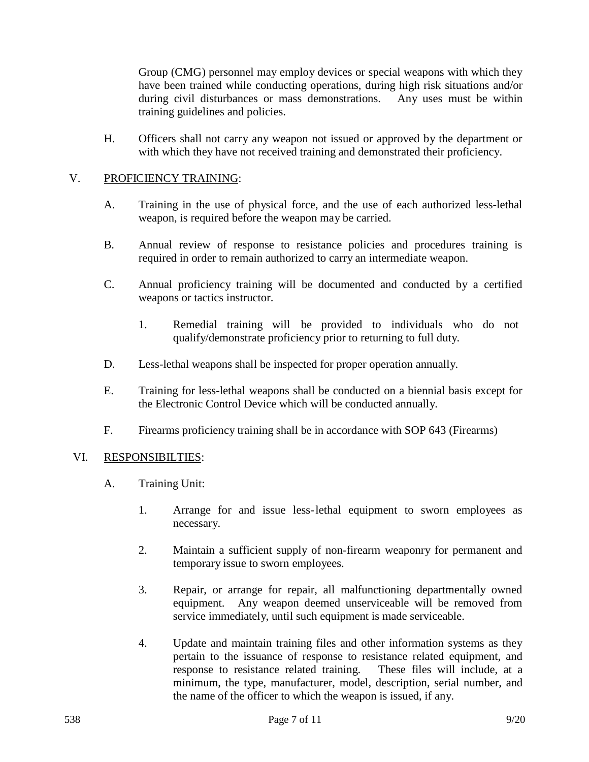Group (CMG) personnel may employ devices or special weapons with which they have been trained while conducting operations, during high risk situations and/or during civil disturbances or mass demonstrations. Any uses must be within training guidelines and policies.

H. Officers shall not carry any weapon not issued or approved by the department or with which they have not received training and demonstrated their proficiency.

## V. PROFICIENCY TRAINING:

A. Training in the use of physical force, and the use of each authorized less-lethal weapon, is required before the weapon may be carried.

B. Annual review of response to resistance policies and procedures training is required in order to remain authorized to carry an intermediate weapon.

C. Annual proficiency training will be documented and conducted by a certified weapons or tactics instructor.

1. Remedial training will be provided to individuals who do not qualify/demonstrate proficiency prior to returning to full duty.

D. Less-lethal weapons shall be inspected for proper operation annually.

E. Training for less-lethal weapons shall be conducted on a biennial basis except for the Electronic Control Device which will be conducted annually.

F. Firearms proficiency training shall be in accordance with SOP 643 (Firearms)

## VI. RESPONSIBILTIES:

A. Training Unit:

1. Arrange for and issue less-lethal equipment to sworn employees as necessary.

2. Maintain a sufficient supply of non-firearm weaponry for permanent and temporary issue to sworn employees.

3. Repair, or arrange for repair, all malfunctioning departmentally owned equipment. Any weapon deemed unserviceable will be removed from service immediately, until such equipment is made serviceable.

4. Update and maintain training files and other information systems as they pertain to the issuance of response to resistance related equipment, and response to resistance related training. These files will include, at a minimum, the type, manufacturer, model, description, serial number, and the name of the officer to which the weapon is issued, if any.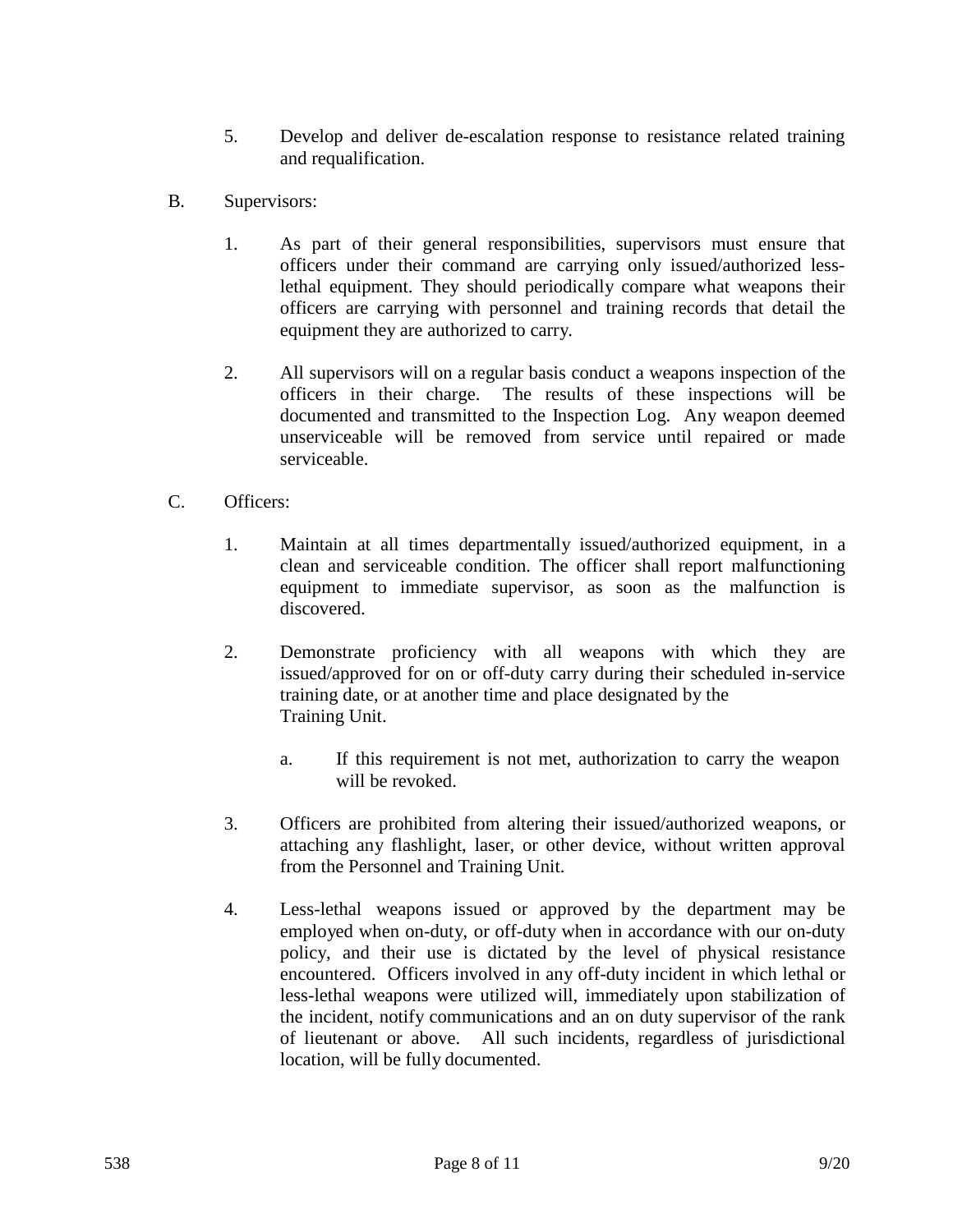5. Develop and deliver de-escalation response to resistance related training and requalification.

B. Supervisors:

1. As part of their general responsibilities, supervisors must ensure that officers under their command are carrying only issued/authorized less-lethal equipment. They should periodically compare what weapons their officers are carrying with personnel and training records that detail the equipment they are authorized to carry.

2. All supervisors will on a regular basis conduct a weapons inspection of the officers in their charge. The results of these inspections will be documented and transmitted to the Inspection Log. Any weapon deemed unserviceable will be removed from service until repaired or made serviceable.

C. Officers:

1. Maintain at all times departmentally issued/authorized equipment, in a clean and serviceable condition. The officer shall report malfunctioning equipment to immediate supervisor, as soon as the malfunction is discovered.

2. Demonstrate proficiency with all weapons with which they are issued/approved for on or off-duty carry during their scheduled in-service training date, or at another time and place designated by the Training Unit.

    a. If this requirement is not met, authorization to carry the weapon will be revoked.

3. Officers are prohibited from altering their issued/authorized weapons, or attaching any flashlight, laser, or other device, without written approval from the Personnel and Training Unit.

4. Less-lethal weapons issued or approved by the department may be employed when on-duty, or off-duty when in accordance with our on-duty policy, and their use is dictated by the level of physical resistance encountered. Officers involved in any off-duty incident in which lethal or less-lethal weapons were utilized will, immediately upon stabilization of the incident, notify communications and an on duty supervisor of the rank of lieutenant or above. All such incidents, regardless of jurisdictional location, will be fully documented.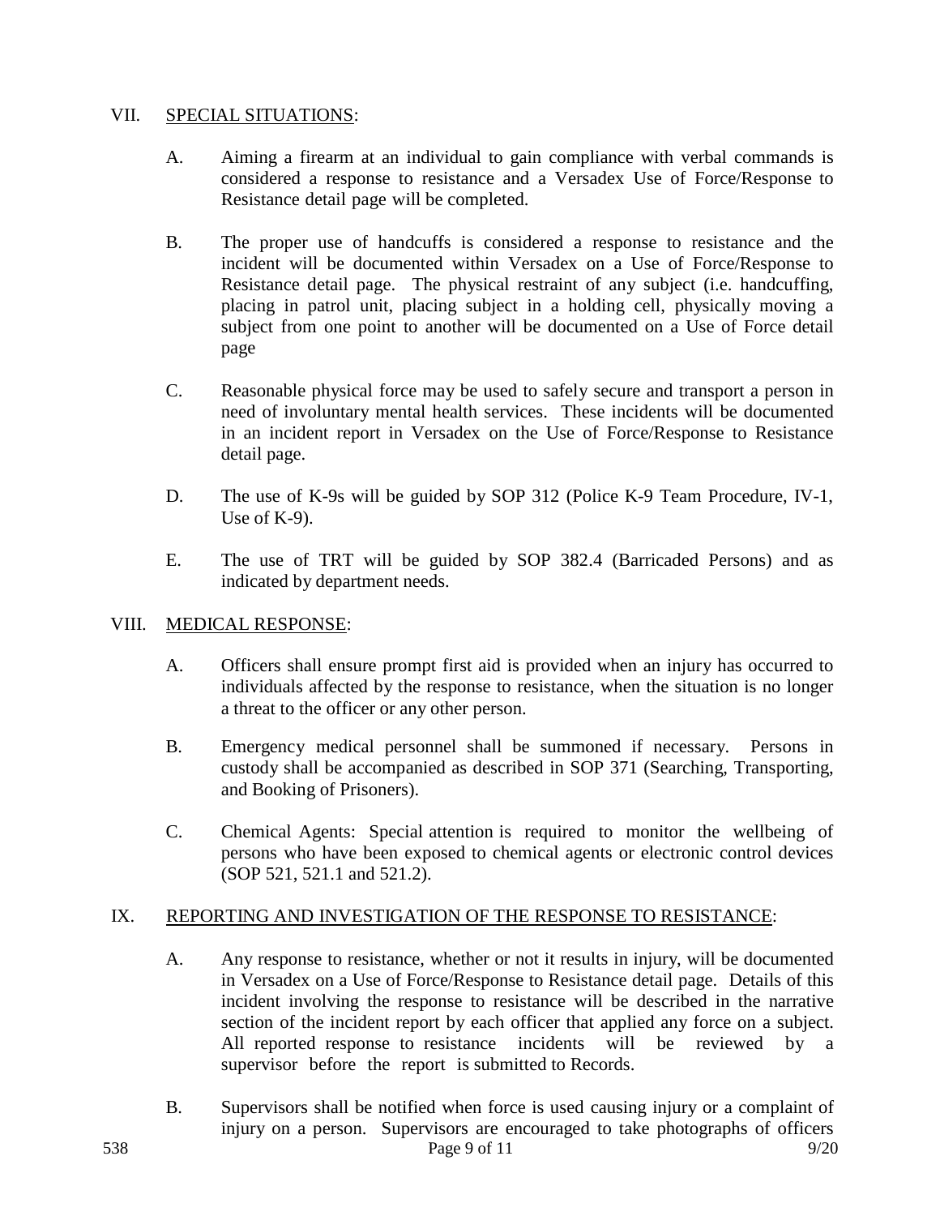## VII. SPECIAL SITUATIONS:

A. Aiming a firearm at an individual to gain compliance with verbal commands is considered a response to resistance and a Versadex Use of Force/Response to Resistance detail page will be completed.

B. The proper use of handcuffs is considered a response to resistance and the incident will be documented within Versadex on a Use of Force/Response to Resistance detail page. The physical restraint of any subject (i.e. handcuffing, placing in patrol unit, placing subject in a holding cell, physically moving a subject from one point to another will be documented on a Use of Force detail page

C. Reasonable physical force may be used to safely secure and transport a person in need of involuntary mental health services. These incidents will be documented in an incident report in Versadex on the Use of Force/Response to Resistance detail page.

D. The use of K-9s will be guided by SOP 312 (Police K-9 Team Procedure, IV-1, Use of K-9).

E. The use of TRT will be guided by SOP 382.4 (Barricaded Persons) and as indicated by department needs.

## VIII. MEDICAL RESPONSE:

A. Officers shall ensure prompt first aid is provided when an injury has occurred to individuals affected by the response to resistance, when the situation is no longer a threat to the officer or any other person.

B. Emergency medical personnel shall be summoned if necessary. Persons in custody shall be accompanied as described in SOP 371 (Searching, Transporting, and Booking of Prisoners).

C. Chemical Agents: Special attention is required to monitor the wellbeing of persons who have been exposed to chemical agents or electronic control devices (SOP 521, 521.1 and 521.2).

## IX. REPORTING AND INVESTIGATION OF THE RESPONSE TO RESISTANCE:

A. Any response to resistance, whether or not it results in injury, will be documented in Versadex on a Use of Force/Response to Resistance detail page. Details of this incident involving the response to resistance will be described in the narrative section of the incident report by each officer that applied any force on a subject. All reported response to resistance incidents will be reviewed by a supervisor before the report is submitted to Records.

B. Supervisors shall be notified when force is used causing injury or a complaint of injury on a person. Supervisors are encouraged to take photographs of officers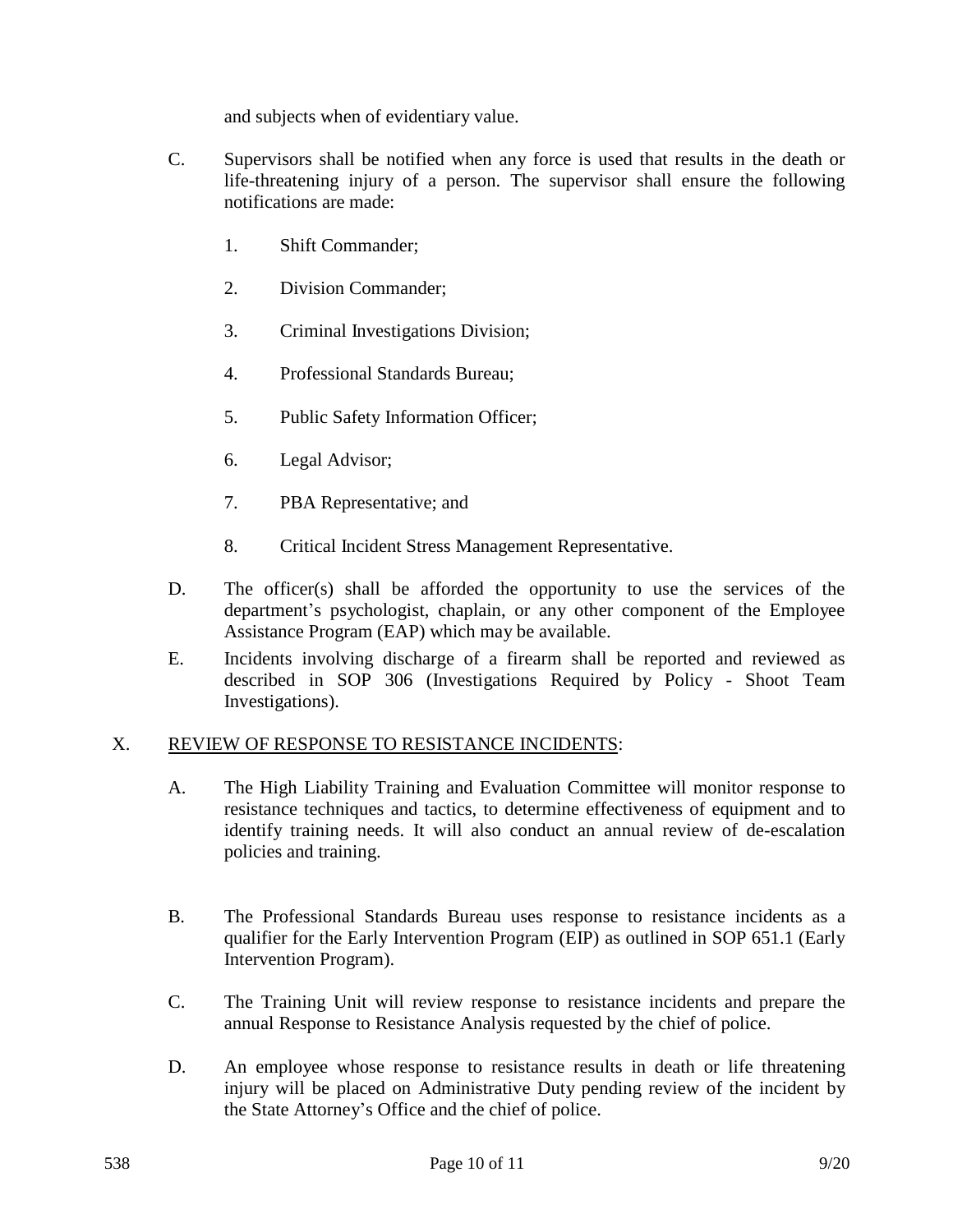and subjects when of evidentiary value.

C. Supervisors shall be notified when any force is used that results in the death or life-threatening injury of a person. The supervisor shall ensure the following notifications are made:

   1. Shift Commander;

   2. Division Commander;

   3. Criminal Investigations Division;

   4. Professional Standards Bureau;

   5. Public Safety Information Officer;

   6. Legal Advisor;

   7. PBA Representative; and

   8. Critical Incident Stress Management Representative.

D. The officer(s) shall be afforded the opportunity to use the services of the department's psychologist, chaplain, or any other component of the Employee Assistance Program (EAP) which may be available.

E. Incidents involving discharge of a firearm shall be reported and reviewed as described in SOP 306 (Investigations Required by Policy - Shoot Team Investigations).

## X. <u>REVIEW OF RESPONSE TO RESISTANCE INCIDENTS</u>:

A. The High Liability Training and Evaluation Committee will monitor response to resistance techniques and tactics, to determine effectiveness of equipment and to identify training needs. It will also conduct an annual review of de-escalation policies and training.

B. The Professional Standards Bureau uses response to resistance incidents as a qualifier for the Early Intervention Program (EIP) as outlined in SOP 651.1 (Early Intervention Program).

C. The Training Unit will review response to resistance incidents and prepare the annual Response to Resistance Analysis requested by the chief of police.

D. An employee whose response to resistance results in death or life threatening injury will be placed on Administrative Duty pending review of the incident by the State Attorney's Office and the chief of police.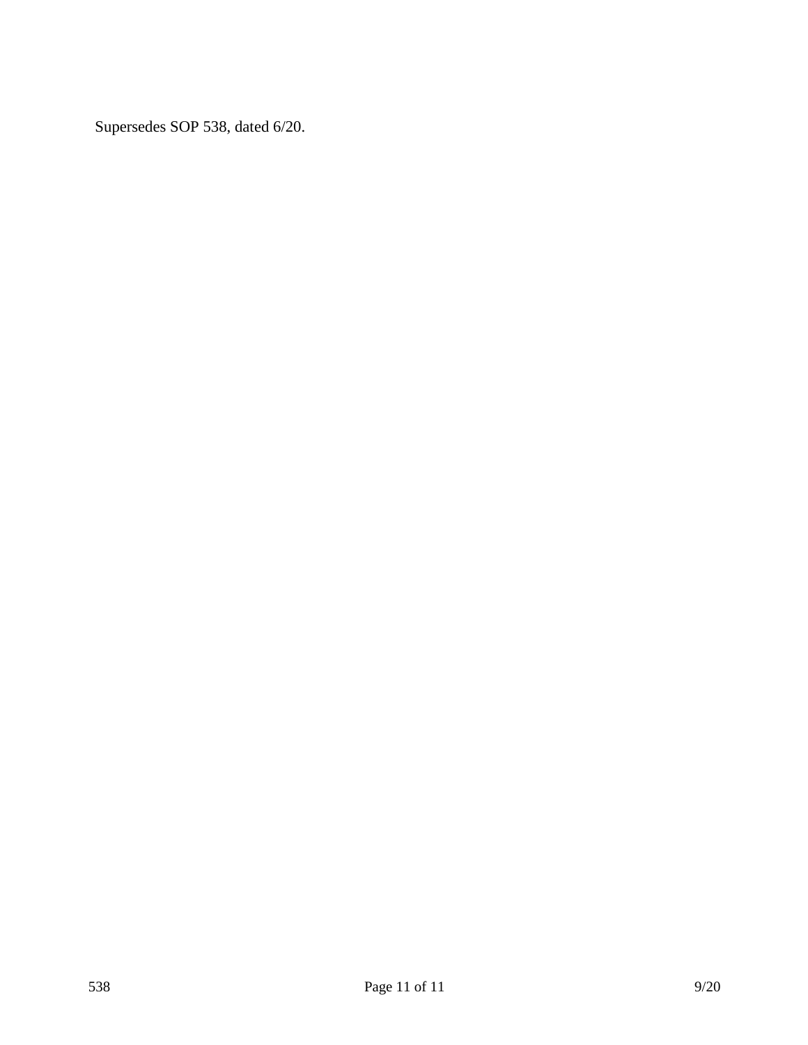Supersedes SOP 538, dated 6/20.